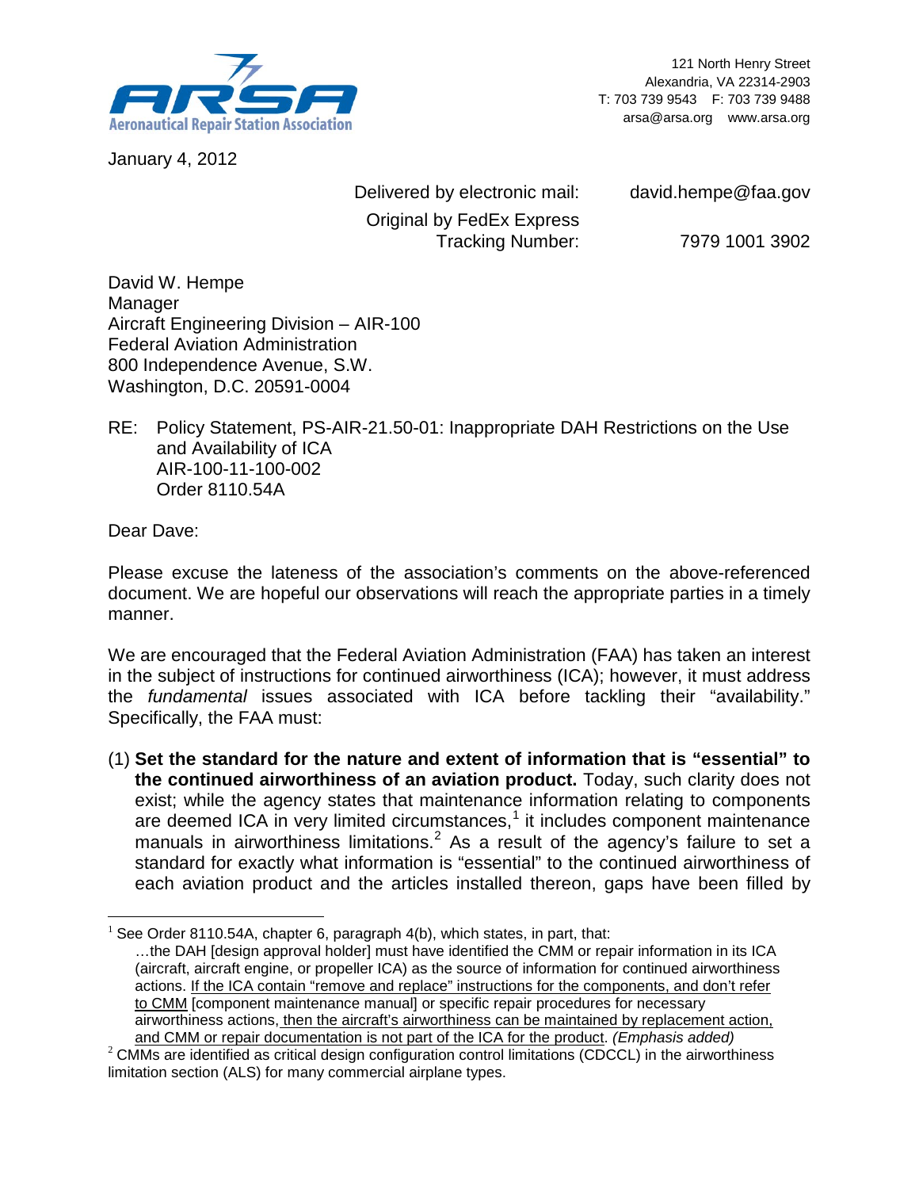ARSA
Aeronautical Repair Station Association

121 North Henry Street
Alexandria, VA 22314-2903
T: 703 739 9543 F: 703 739 9488
arsa@arsa.org www.arsa.org

January 4, 2012

Delivered by electronic mail: david.hempe@faa.gov
Original by FedEx Express Tracking Number: 7979 1001 3902

David W. Hempe
Manager
Aircraft Engineering Division – AIR-100
Federal Aviation Administration
800 Independence Avenue, S.W.
Washington, D.C. 20591-0004

RE: Policy Statement, PS-AIR-21.50-01: Inappropriate DAH Restrictions on the Use and Availability of ICA
AIR-100-11-100-002
Order 8110.54A

Dear Dave:

Please excuse the lateness of the association's comments on the above-referenced document. We are hopeful our observations will reach the appropriate parties in a timely manner.

We are encouraged that the Federal Aviation Administration (FAA) has taken an interest in the subject of instructions for continued airworthiness (ICA); however, it must address the *fundamental* issues associated with ICA before tackling their "availability." Specifically, the FAA must:

(1) **Set the standard for the nature and extent of information that is "essential" to the continued airworthiness of an aviation product.** Today, such clarity does not exist; while the agency states that maintenance information relating to components are deemed ICA in very limited circumstances,[1] it includes component maintenance manuals in airworthiness limitations.[2] As a result of the agency's failure to set a standard for exactly what information is "essential" to the continued airworthiness of each aviation product and the articles installed thereon, gaps have been filled by

---

[1] See Order 8110.54A, chapter 6, paragraph 4(b), which states, in part, that:

…the DAH [design approval holder] must have identified the CMM or repair information in its ICA (aircraft, aircraft engine, or propeller ICA) as the source of information for continued airworthiness actions. If the ICA contain "remove and replace" instructions for the components, and don't refer to CMM [component maintenance manual] or specific repair procedures for necessary airworthiness actions, then the aircraft's airworthiness can be maintained by replacement action, and CMM or repair documentation is not part of the ICA for the product. *(Emphasis added)*

[2] CMMs are identified as critical design configuration control limitations (CDCCL) in the airworthiness limitation section (ALS) for many commercial airplane types.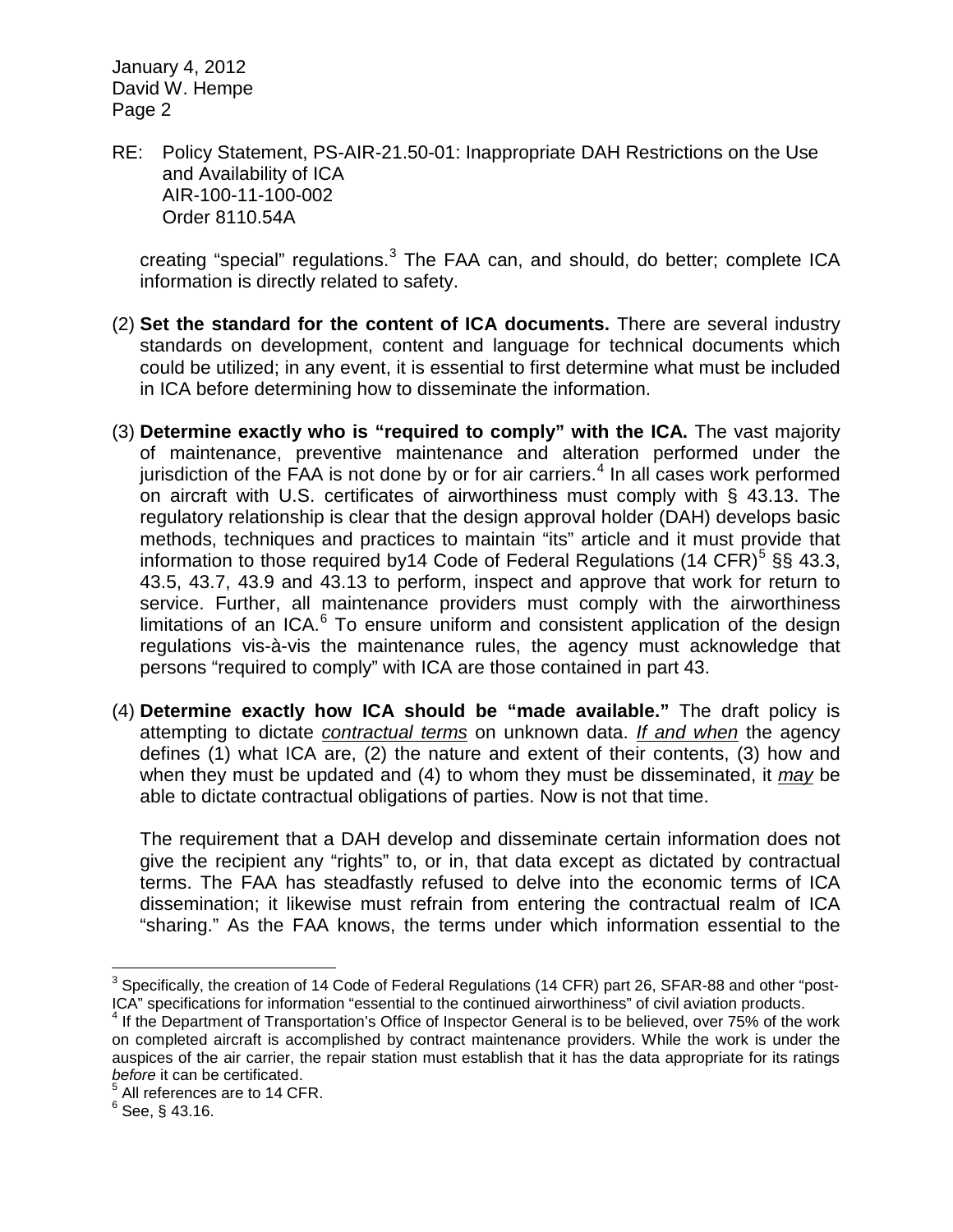RE: Policy Statement, PS-AIR-21.50-01: Inappropriate DAH Restrictions on the Use and Availability of ICA
AIR-100-11-100-002
Order 8110.54A

creating "special" regulations.[3] The FAA can, and should, do better; complete ICA information is directly related to safety.

(2) **Set the standard for the content of ICA documents.** There are several industry standards on development, content and language for technical documents which could be utilized; in any event, it is essential to first determine what must be included in ICA before determining how to disseminate the information.

(3) **Determine exactly who is "required to comply" with the ICA.** The vast majority of maintenance, preventive maintenance and alteration performed under the jurisdiction of the FAA is not done by or for air carriers.[4] In all cases work performed on aircraft with U.S. certificates of airworthiness must comply with § 43.13. The regulatory relationship is clear that the design approval holder (DAH) develops basic methods, techniques and practices to maintain "its" article and it must provide that information to those required by14 Code of Federal Regulations (14 CFR)[5] §§ 43.3, 43.5, 43.7, 43.9 and 43.13 to perform, inspect and approve that work for return to service. Further, all maintenance providers must comply with the airworthiness limitations of an ICA.[6] To ensure uniform and consistent application of the design regulations vis-à-vis the maintenance rules, the agency must acknowledge that persons "required to comply" with ICA are those contained in part 43.

(4) **Determine exactly how ICA should be "made available."** The draft policy is attempting to dictate *contractual terms* on unknown data. *If and when* the agency defines (1) what ICA are, (2) the nature and extent of their contents, (3) how and when they must be updated and (4) to whom they must be disseminated, it *may* be able to dictate contractual obligations of parties. Now is not that time.

The requirement that a DAH develop and disseminate certain information does not give the recipient any "rights" to, or in, that data except as dictated by contractual terms. The FAA has steadfastly refused to delve into the economic terms of ICA dissemination; it likewise must refrain from entering the contractual realm of ICA "sharing." As the FAA knows, the terms under which information essential to the

---

[3] Specifically, the creation of 14 Code of Federal Regulations (14 CFR) part 26, SFAR-88 and other "post-ICA" specifications for information "essential to the continued airworthiness" of civil aviation products.

[4] If the Department of Transportation's Office of Inspector General is to be believed, over 75% of the work on completed aircraft is accomplished by contract maintenance providers. While the work is under the auspices of the air carrier, the repair station must establish that it has the data appropriate for its ratings *before* it can be certificated.

[5] All references are to 14 CFR.

[6] See, § 43.16.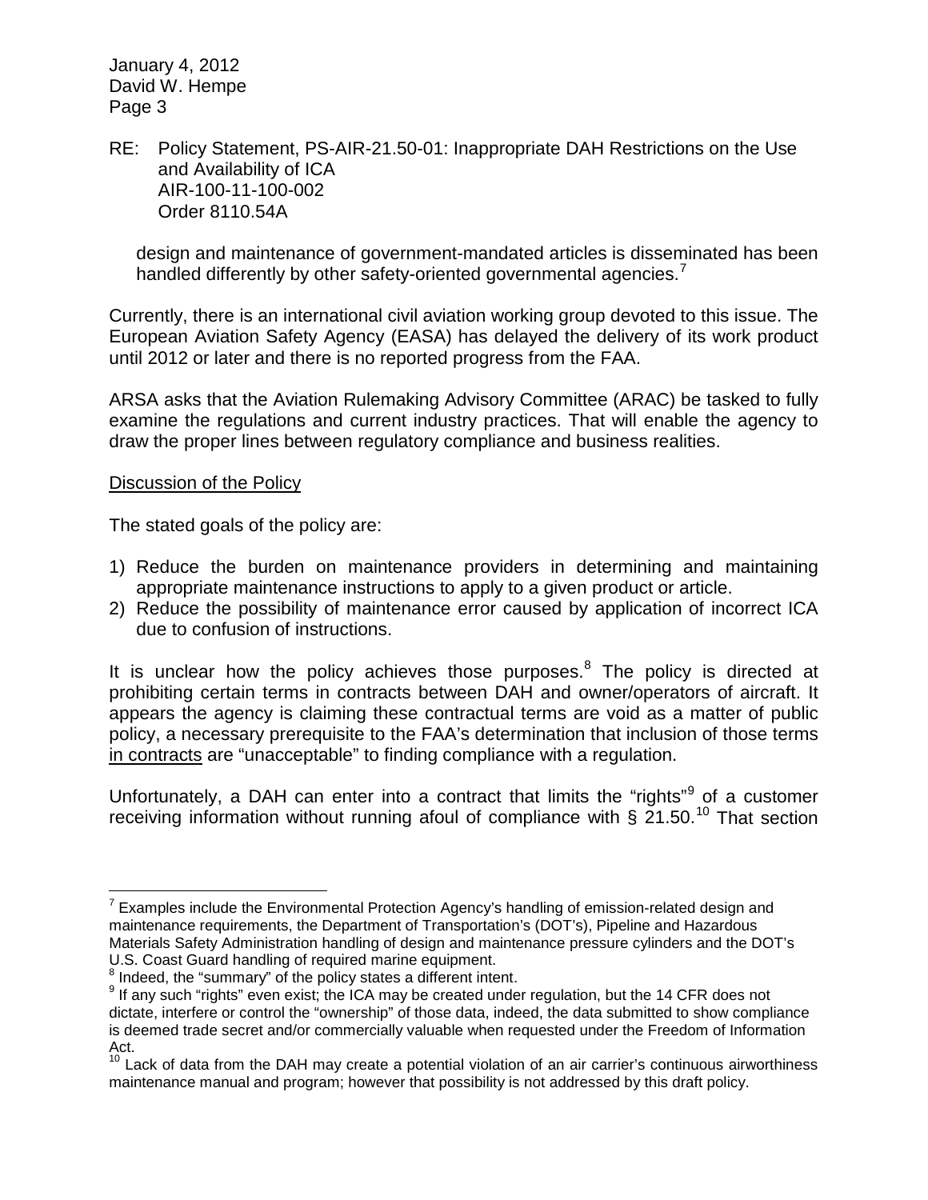design and maintenance of government-mandated articles is disseminated has been handled differently by other safety-oriented governmental agencies.[7]

Currently, there is an international civil aviation working group devoted to this issue. The European Aviation Safety Agency (EASA) has delayed the delivery of its work product until 2012 or later and there is no reported progress from the FAA.

ARSA asks that the Aviation Rulemaking Advisory Committee (ARAC) be tasked to fully examine the regulations and current industry practices. That will enable the agency to draw the proper lines between regulatory compliance and business realities.

Discussion of the Policy

The stated goals of the policy are:

1) Reduce the burden on maintenance providers in determining and maintaining appropriate maintenance instructions to apply to a given product or article.
2) Reduce the possibility of maintenance error caused by application of incorrect ICA due to confusion of instructions.

It is unclear how the policy achieves those purposes.[8] The policy is directed at prohibiting certain terms in contracts between DAH and owner/operators of aircraft. It appears the agency is claiming these contractual terms are void as a matter of public policy, a necessary prerequisite to the FAA's determination that inclusion of those terms in contracts are "unacceptable" to finding compliance with a regulation.

Unfortunately, a DAH can enter into a contract that limits the "rights"[9] of a customer receiving information without running afoul of compliance with § 21.50.[10] That section

[7] Examples include the Environmental Protection Agency's handling of emission-related design and maintenance requirements, the Department of Transportation's (DOT's), Pipeline and Hazardous Materials Safety Administration handling of design and maintenance pressure cylinders and the DOT's U.S. Coast Guard handling of required marine equipment.

[8] Indeed, the "summary" of the policy states a different intent.

[9] If any such "rights" even exist; the ICA may be created under regulation, but the 14 CFR does not dictate, interfere or control the "ownership" of those data, indeed, the data submitted to show compliance is deemed trade secret and/or commercially valuable when requested under the Freedom of Information Act.

[10] Lack of data from the DAH may create a potential violation of an air carrier's continuous airworthiness maintenance manual and program; however that possibility is not addressed by this draft policy.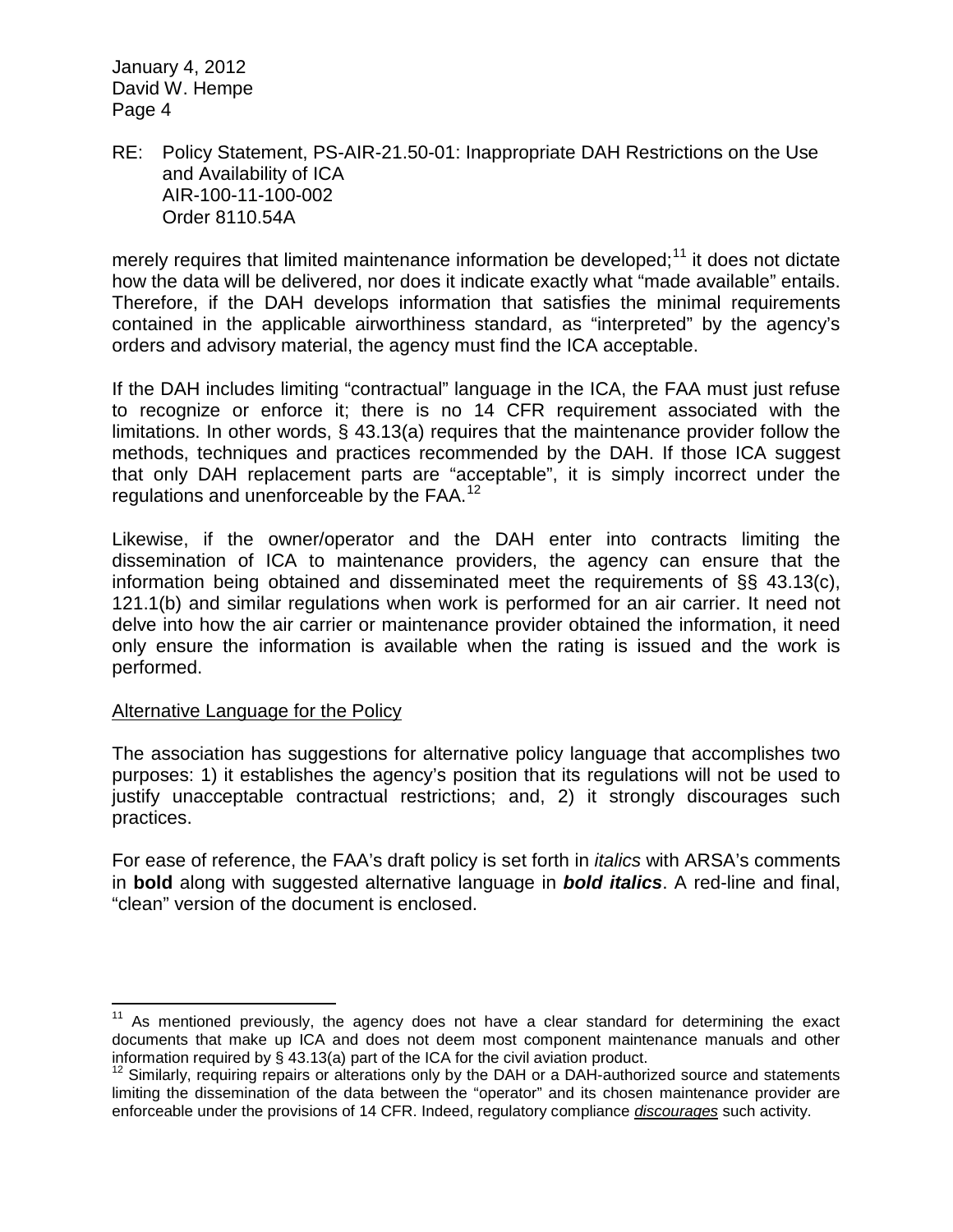merely requires that limited maintenance information be developed;[11] it does not dictate how the data will be delivered, nor does it indicate exactly what "made available" entails. Therefore, if the DAH develops information that satisfies the minimal requirements contained in the applicable airworthiness standard, as "interpreted" by the agency's orders and advisory material, the agency must find the ICA acceptable.

If the DAH includes limiting "contractual" language in the ICA, the FAA must just refuse to recognize or enforce it; there is no 14 CFR requirement associated with the limitations. In other words, § 43.13(a) requires that the maintenance provider follow the methods, techniques and practices recommended by the DAH. If those ICA suggest that only DAH replacement parts are "acceptable", it is simply incorrect under the regulations and unenforceable by the FAA.[12]

Likewise, if the owner/operator and the DAH enter into contracts limiting the dissemination of ICA to maintenance providers, the agency can ensure that the information being obtained and disseminated meet the requirements of §§ 43.13(c), 121.1(b) and similar regulations when work is performed for an air carrier. It need not delve into how the air carrier or maintenance provider obtained the information, it need only ensure the information is available when the rating is issued and the work is performed.

<u>Alternative Language for the Policy</u>

The association has suggestions for alternative policy language that accomplishes two purposes: 1) it establishes the agency's position that its regulations will not be used to justify unacceptable contractual restrictions; and, 2) it strongly discourages such practices.

For ease of reference, the FAA's draft policy is set forth in *italics* with ARSA's comments in **bold** along with suggested alternative language in ***bold italics***. A red-line and final, "clean" version of the document is enclosed.

---

[11] As mentioned previously, the agency does not have a clear standard for determining the exact documents that make up ICA and does not deem most component maintenance manuals and other information required by § 43.13(a) part of the ICA for the civil aviation product.

[12] Similarly, requiring repairs or alterations only by the DAH or a DAH-authorized source and statements limiting the dissemination of the data between the "operator" and its chosen maintenance provider are enforceable under the provisions of 14 CFR. Indeed, regulatory compliance ***<u>discourages</u>*** such activity.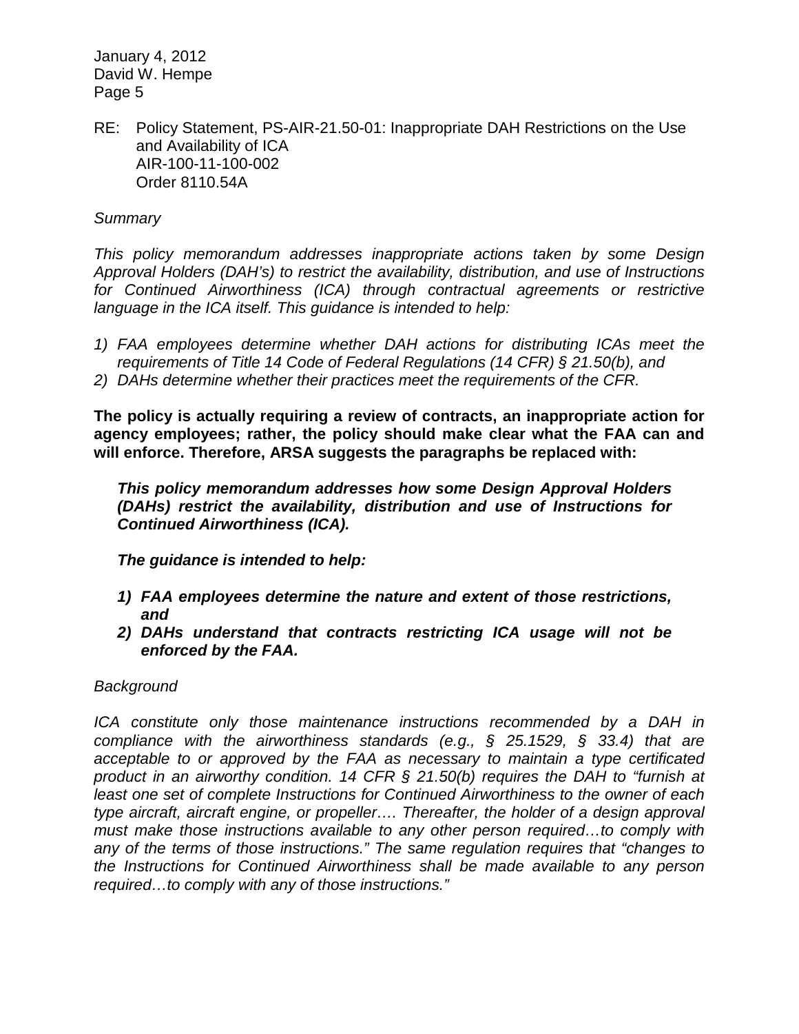RE: Policy Statement, PS-AIR-21.50-01: Inappropriate DAH Restrictions on the Use and Availability of ICA
AIR-100-11-100-002
Order 8110.54A

*Summary*

*This policy memorandum addresses inappropriate actions taken by some Design Approval Holders (DAH's) to restrict the availability, distribution, and use of Instructions for Continued Airworthiness (ICA) through contractual agreements or restrictive language in the ICA itself. This guidance is intended to help:*

1) *FAA employees determine whether DAH actions for distributing ICAs meet the requirements of Title 14 Code of Federal Regulations (14 CFR) § 21.50(b), and*
2) *DAHs determine whether their practices meet the requirements of the CFR.*

**The policy is actually requiring a review of contracts, an inappropriate action for agency employees; rather, the policy should make clear what the FAA can and will enforce. Therefore, ARSA suggests the paragraphs be replaced with:**

> ***This policy memorandum addresses how some Design Approval Holders (DAHs) restrict the availability, distribution and use of Instructions for Continued Airworthiness (ICA).***
>
> ***The guidance is intended to help:***
>
> 1) ***FAA employees determine the nature and extent of those restrictions, and***
> 2) ***DAHs understand that contracts restricting ICA usage will not be enforced by the FAA.***

*Background*

*ICA constitute only those maintenance instructions recommended by a DAH in compliance with the airworthiness standards (e.g., § 25.1529, § 33.4) that are acceptable to or approved by the FAA as necessary to maintain a type certificated product in an airworthy condition. 14 CFR § 21.50(b) requires the DAH to "furnish at least one set of complete Instructions for Continued Airworthiness to the owner of each type aircraft, aircraft engine, or propeller…. Thereafter, the holder of a design approval must make those instructions available to any other person required…to comply with any of the terms of those instructions." The same regulation requires that "changes to the Instructions for Continued Airworthiness shall be made available to any person required…to comply with any of those instructions."*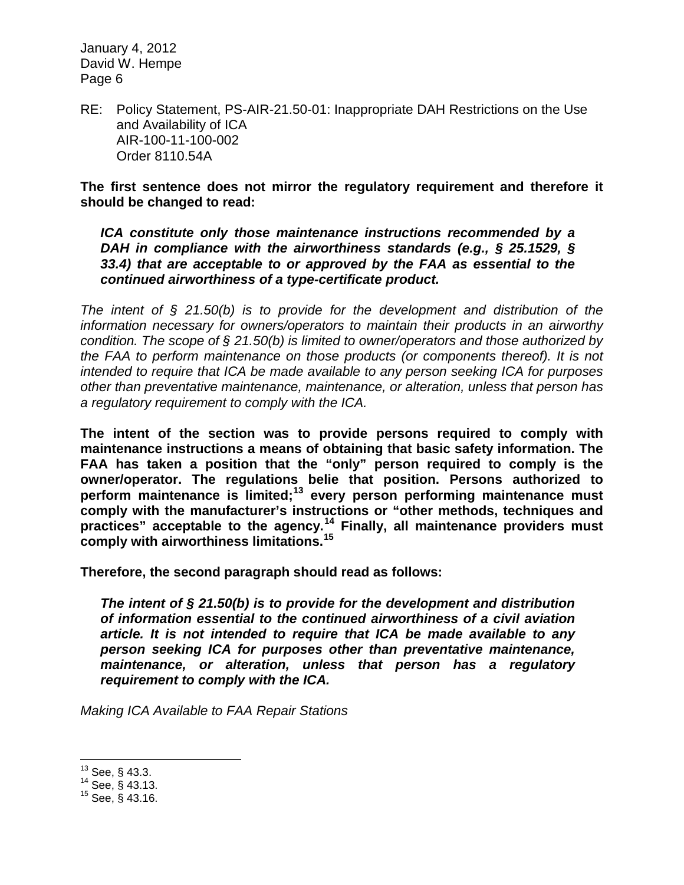RE: Policy Statement, PS-AIR-21.50-01: Inappropriate DAH Restrictions on the Use and Availability of ICA
AIR-100-11-100-002
Order 8110.54A

**The first sentence does not mirror the regulatory requirement and therefore it should be changed to read:**

> ***ICA constitute only those maintenance instructions recommended by a DAH in compliance with the airworthiness standards (e.g., § 25.1529, § 33.4) that are acceptable to or approved by the FAA as essential to the continued airworthiness of a type-certificate product.***

*The intent of § 21.50(b) is to provide for the development and distribution of the information necessary for owners/operators to maintain their products in an airworthy condition. The scope of § 21.50(b) is limited to owner/operators and those authorized by the FAA to perform maintenance on those products (or components thereof). It is not intended to require that ICA be made available to any person seeking ICA for purposes other than preventative maintenance, maintenance, or alteration, unless that person has a regulatory requirement to comply with the ICA.*

**The intent of the section was to provide persons required to comply with maintenance instructions a means of obtaining that basic safety information. The FAA has taken a position that the "only" person required to comply is the owner/operator. The regulations belie that position. Persons authorized to perform maintenance is limited;[13] every person performing maintenance must comply with the manufacturer's instructions or "other methods, techniques and practices" acceptable to the agency.[14] Finally, all maintenance providers must comply with airworthiness limitations.[15]**

**Therefore, the second paragraph should read as follows:**

> ***The intent of § 21.50(b) is to provide for the development and distribution of information essential to the continued airworthiness of a civil aviation article. It is not intended to require that ICA be made available to any person seeking ICA for purposes other than preventative maintenance, maintenance, or alteration, unless that person has a regulatory requirement to comply with the ICA.***

*Making ICA Available to FAA Repair Stations*

---

[13] See, § 43.3.
[14] See, § 43.13.
[15] See, § 43.16.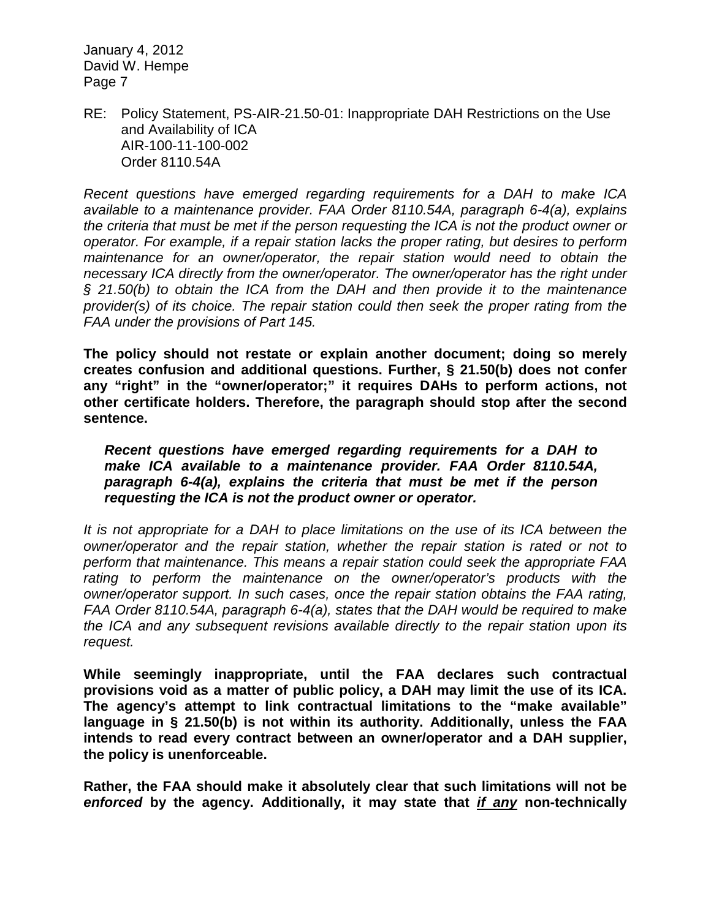RE: Policy Statement, PS-AIR-21.50-01: Inappropriate DAH Restrictions on the Use and Availability of ICA
AIR-100-11-100-002
Order 8110.54A

*Recent questions have emerged regarding requirements for a DAH to make ICA available to a maintenance provider. FAA Order 8110.54A, paragraph 6-4(a), explains the criteria that must be met if the person requesting the ICA is not the product owner or operator. For example, if a repair station lacks the proper rating, but desires to perform maintenance for an owner/operator, the repair station would need to obtain the necessary ICA directly from the owner/operator. The owner/operator has the right under § 21.50(b) to obtain the ICA from the DAH and then provide it to the maintenance provider(s) of its choice. The repair station could then seek the proper rating from the FAA under the provisions of Part 145.*

**The policy should not restate or explain another document; doing so merely creates confusion and additional questions. Further, § 21.50(b) does not confer any "right" in the "owner/operator;" it requires DAHs to perform actions, not other certificate holders. Therefore, the paragraph should stop after the second sentence.**

> ***Recent questions have emerged regarding requirements for a DAH to make ICA available to a maintenance provider. FAA Order 8110.54A, paragraph 6-4(a), explains the criteria that must be met if the person requesting the ICA is not the product owner or operator.***

*It is not appropriate for a DAH to place limitations on the use of its ICA between the owner/operator and the repair station, whether the repair station is rated or not to perform that maintenance. This means a repair station could seek the appropriate FAA rating to perform the maintenance on the owner/operator's products with the owner/operator support. In such cases, once the repair station obtains the FAA rating, FAA Order 8110.54A, paragraph 6-4(a), states that the DAH would be required to make the ICA and any subsequent revisions available directly to the repair station upon its request.*

**While seemingly inappropriate, until the FAA declares such contractual provisions void as a matter of public policy, a DAH may limit the use of its ICA. The agency's attempt to link contractual limitations to the "make available" language in § 21.50(b) is not within its authority. Additionally, unless the FAA intends to read every contract between an owner/operator and a DAH supplier, the policy is unenforceable.**

**Rather, the FAA should make it absolutely clear that such limitations will not be *enforced* by the agency. Additionally, it may state that *<u>if any</u>* non-technically**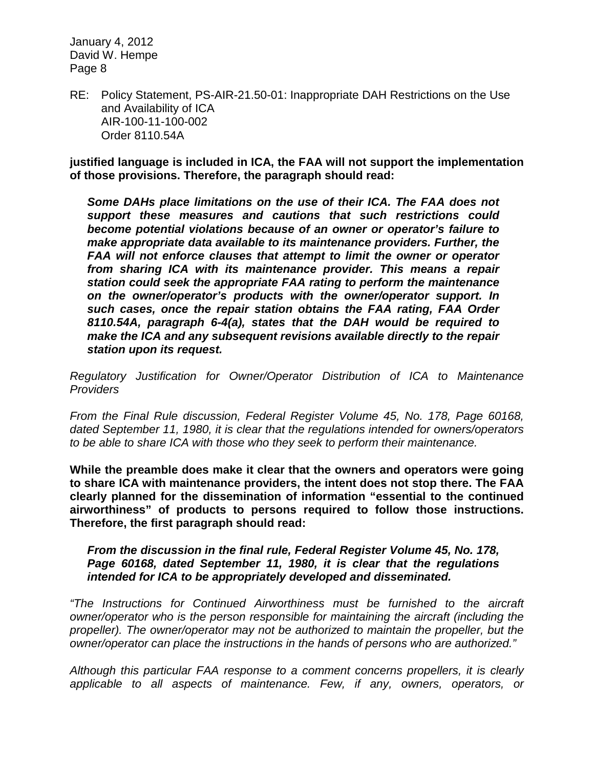RE: Policy Statement, PS-AIR-21.50-01: Inappropriate DAH Restrictions on the Use and Availability of ICA
AIR-100-11-100-002
Order 8110.54A

**justified language is included in ICA, the FAA will not support the implementation of those provisions. Therefore, the paragraph should read:**

> ***Some DAHs place limitations on the use of their ICA. The FAA does not support these measures and cautions that such restrictions could become potential violations because of an owner or operator's failure to make appropriate data available to its maintenance providers. Further, the FAA will not enforce clauses that attempt to limit the owner or operator from sharing ICA with its maintenance provider. This means a repair station could seek the appropriate FAA rating to perform the maintenance on the owner/operator's products with the owner/operator support. In such cases, once the repair station obtains the FAA rating, FAA Order 8110.54A, paragraph 6-4(a), states that the DAH would be required to make the ICA and any subsequent revisions available directly to the repair station upon its request.***

*Regulatory Justification for Owner/Operator Distribution of ICA to Maintenance Providers*

*From the Final Rule discussion, Federal Register Volume 45, No. 178, Page 60168, dated September 11, 1980, it is clear that the regulations intended for owners/operators to be able to share ICA with those who they seek to perform their maintenance.*

**While the preamble does make it clear that the owners and operators were going to share ICA with maintenance providers, the intent does not stop there. The FAA clearly planned for the dissemination of information "essential to the continued airworthiness" of products to persons required to follow those instructions. Therefore, the first paragraph should read:**

> ***From the discussion in the final rule, Federal Register Volume 45, No. 178, Page 60168, dated September 11, 1980, it is clear that the regulations intended for ICA to be appropriately developed and disseminated.***

*"The Instructions for Continued Airworthiness must be furnished to the aircraft owner/operator who is the person responsible for maintaining the aircraft (including the propeller). The owner/operator may not be authorized to maintain the propeller, but the owner/operator can place the instructions in the hands of persons who are authorized."*

*Although this particular FAA response to a comment concerns propellers, it is clearly applicable to all aspects of maintenance. Few, if any, owners, operators, or*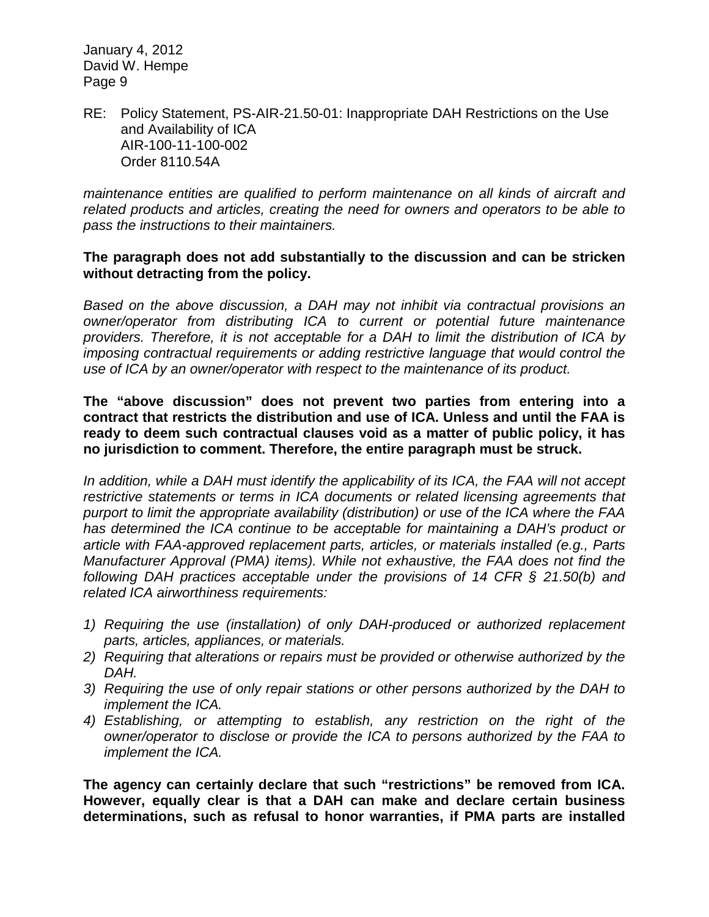*maintenance entities are qualified to perform maintenance on all kinds of aircraft and related products and articles, creating the need for owners and operators to be able to pass the instructions to their maintainers.*

**The paragraph does not add substantially to the discussion and can be stricken without detracting from the policy.**

*Based on the above discussion, a DAH may not inhibit via contractual provisions an owner/operator from distributing ICA to current or potential future maintenance providers. Therefore, it is not acceptable for a DAH to limit the distribution of ICA by imposing contractual requirements or adding restrictive language that would control the use of ICA by an owner/operator with respect to the maintenance of its product.*

**The "above discussion" does not prevent two parties from entering into a contract that restricts the distribution and use of ICA. Unless and until the FAA is ready to deem such contractual clauses void as a matter of public policy, it has no jurisdiction to comment. Therefore, the entire paragraph must be struck.**

*In addition, while a DAH must identify the applicability of its ICA, the FAA will not accept restrictive statements or terms in ICA documents or related licensing agreements that purport to limit the appropriate availability (distribution) or use of the ICA where the FAA has determined the ICA continue to be acceptable for maintaining a DAH's product or article with FAA-approved replacement parts, articles, or materials installed (e.g., Parts Manufacturer Approval (PMA) items). While not exhaustive, the FAA does not find the following DAH practices acceptable under the provisions of 14 CFR § 21.50(b) and related ICA airworthiness requirements:*

1) *Requiring the use (installation) of only DAH-produced or authorized replacement parts, articles, appliances, or materials.*
2) *Requiring that alterations or repairs must be provided or otherwise authorized by the DAH.*
3) *Requiring the use of only repair stations or other persons authorized by the DAH to implement the ICA.*
4) *Establishing, or attempting to establish, any restriction on the right of the owner/operator to disclose or provide the ICA to persons authorized by the FAA to implement the ICA.*

**The agency can certainly declare that such "restrictions" be removed from ICA. However, equally clear is that a DAH can make and declare certain business determinations, such as refusal to honor warranties, if PMA parts are installed**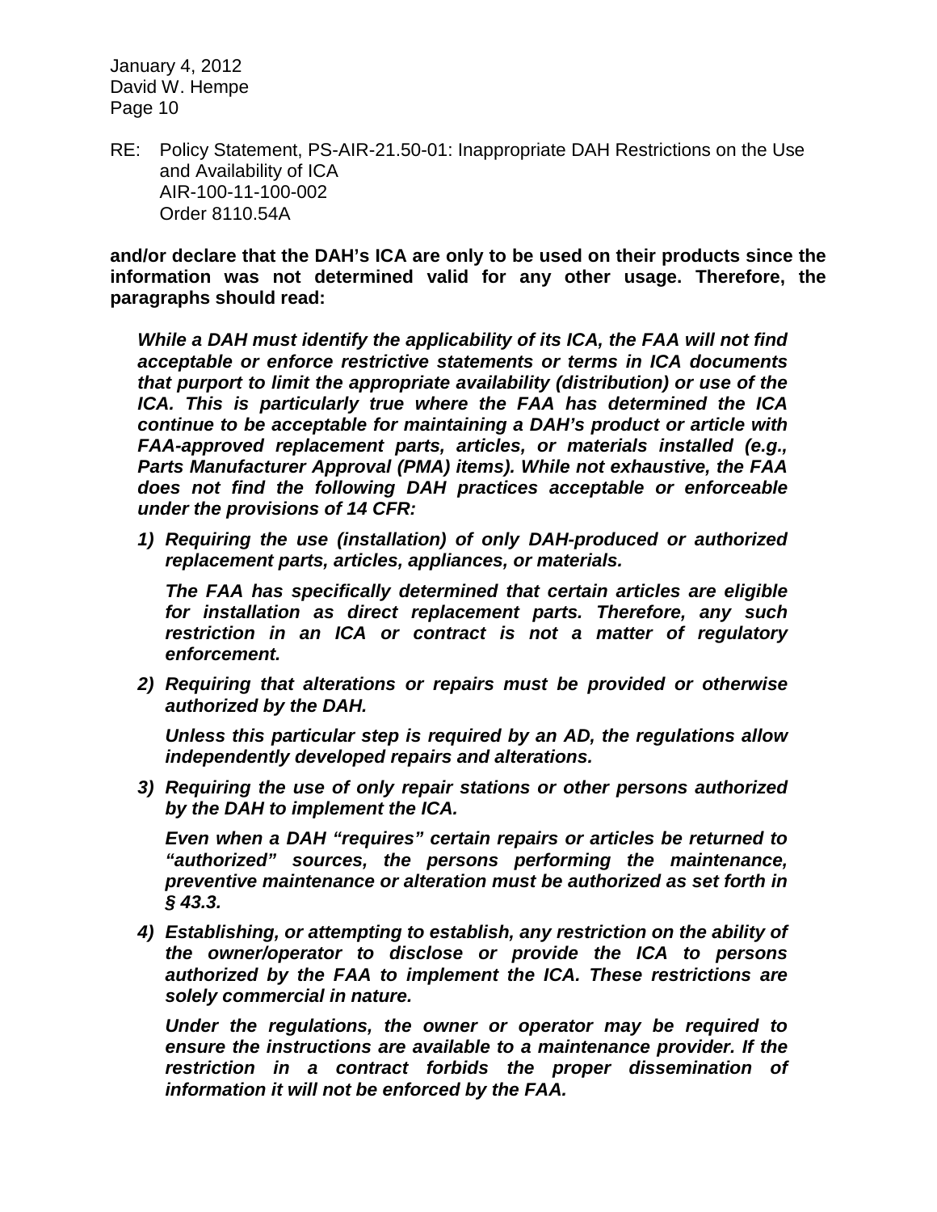**and/or declare that the DAH's ICA are only to be used on their products since the information was not determined valid for any other usage. Therefore, the paragraphs should read:**

> ***While a DAH must identify the applicability of its ICA, the FAA will not find acceptable or enforce restrictive statements or terms in ICA documents that purport to limit the appropriate availability (distribution) or use of the ICA. This is particularly true where the FAA has determined the ICA continue to be acceptable for maintaining a DAH's product or article with FAA-approved replacement parts, articles, or materials installed (e.g., Parts Manufacturer Approval (PMA) items). While not exhaustive, the FAA does not find the following DAH practices acceptable or enforceable under the provisions of 14 CFR:***
>
> 1) ***Requiring the use (installation) of only DAH-produced or authorized replacement parts, articles, appliances, or materials.***
>
>    ***The FAA has specifically determined that certain articles are eligible for installation as direct replacement parts. Therefore, any such restriction in an ICA or contract is not a matter of regulatory enforcement.***
>
> 2) ***Requiring that alterations or repairs must be provided or otherwise authorized by the DAH.***
>
>    ***Unless this particular step is required by an AD, the regulations allow independently developed repairs and alterations.***
>
> 3) ***Requiring the use of only repair stations or other persons authorized by the DAH to implement the ICA.***
>
>    ***Even when a DAH "requires" certain repairs or articles be returned to "authorized" sources, the persons performing the maintenance, preventive maintenance or alteration must be authorized as set forth in § 43.3.***
>
> 4) ***Establishing, or attempting to establish, any restriction on the ability of the owner/operator to disclose or provide the ICA to persons authorized by the FAA to implement the ICA. These restrictions are solely commercial in nature.***
>
>    ***Under the regulations, the owner or operator may be required to ensure the instructions are available to a maintenance provider. If the restriction in a contract forbids the proper dissemination of information it will not be enforced by the FAA.***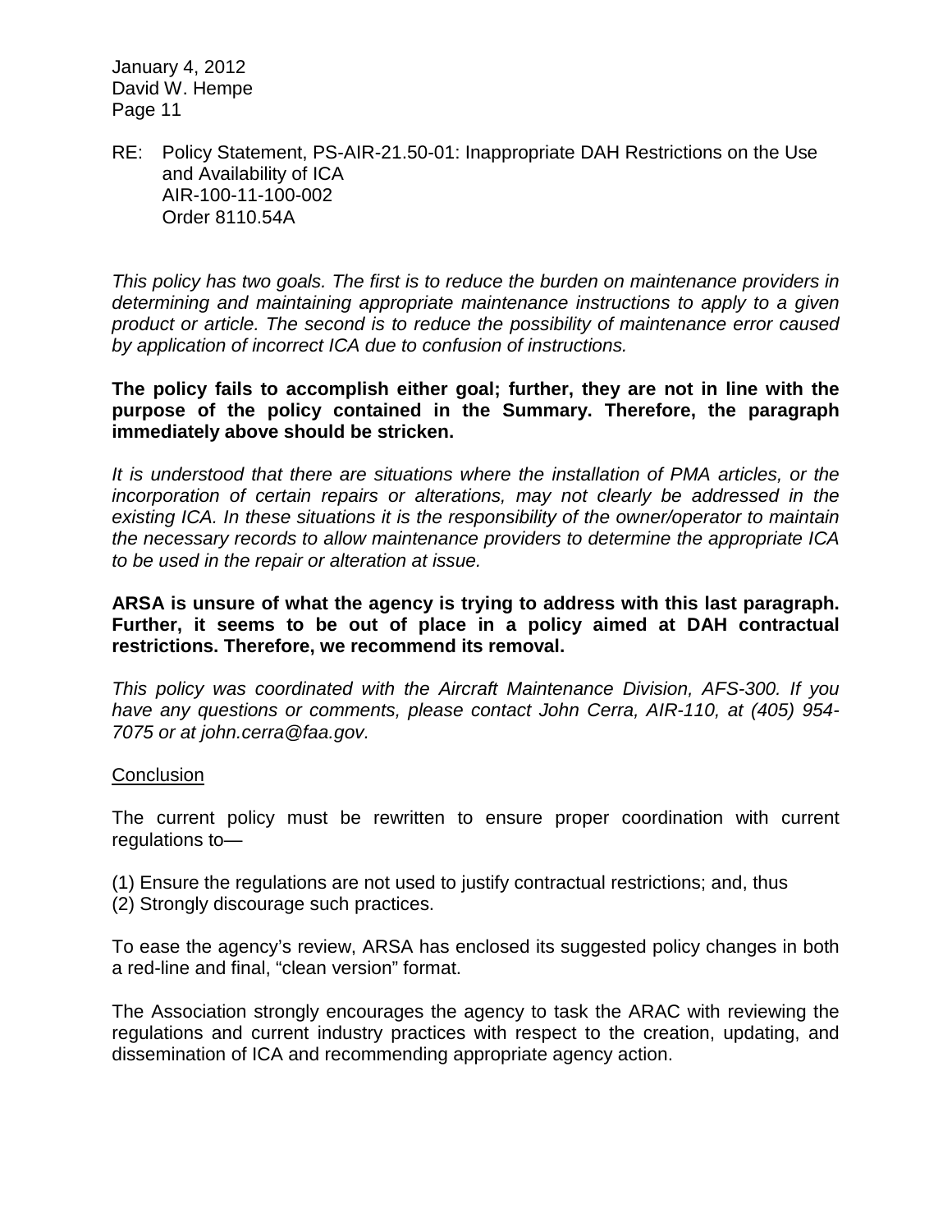RE: Policy Statement, PS-AIR-21.50-01: Inappropriate DAH Restrictions on the Use and Availability of ICA
AIR-100-11-100-002
Order 8110.54A

*This policy has two goals. The first is to reduce the burden on maintenance providers in determining and maintaining appropriate maintenance instructions to apply to a given product or article. The second is to reduce the possibility of maintenance error caused by application of incorrect ICA due to confusion of instructions.*

**The policy fails to accomplish either goal; further, they are not in line with the purpose of the policy contained in the Summary. Therefore, the paragraph immediately above should be stricken.**

*It is understood that there are situations where the installation of PMA articles, or the incorporation of certain repairs or alterations, may not clearly be addressed in the existing ICA. In these situations it is the responsibility of the owner/operator to maintain the necessary records to allow maintenance providers to determine the appropriate ICA to be used in the repair or alteration at issue.*

**ARSA is unsure of what the agency is trying to address with this last paragraph. Further, it seems to be out of place in a policy aimed at DAH contractual restrictions. Therefore, we recommend its removal.**

*This policy was coordinated with the Aircraft Maintenance Division, AFS-300. If you have any questions or comments, please contact John Cerra, AIR-110, at (405) 954-7075 or at john.cerra@faa.gov.*

## Conclusion

The current policy must be rewritten to ensure proper coordination with current regulations to—

(1) Ensure the regulations are not used to justify contractual restrictions; and, thus
(2) Strongly discourage such practices.

To ease the agency's review, ARSA has enclosed its suggested policy changes in both a red-line and final, "clean version" format.

The Association strongly encourages the agency to task the ARAC with reviewing the regulations and current industry practices with respect to the creation, updating, and dissemination of ICA and recommending appropriate agency action.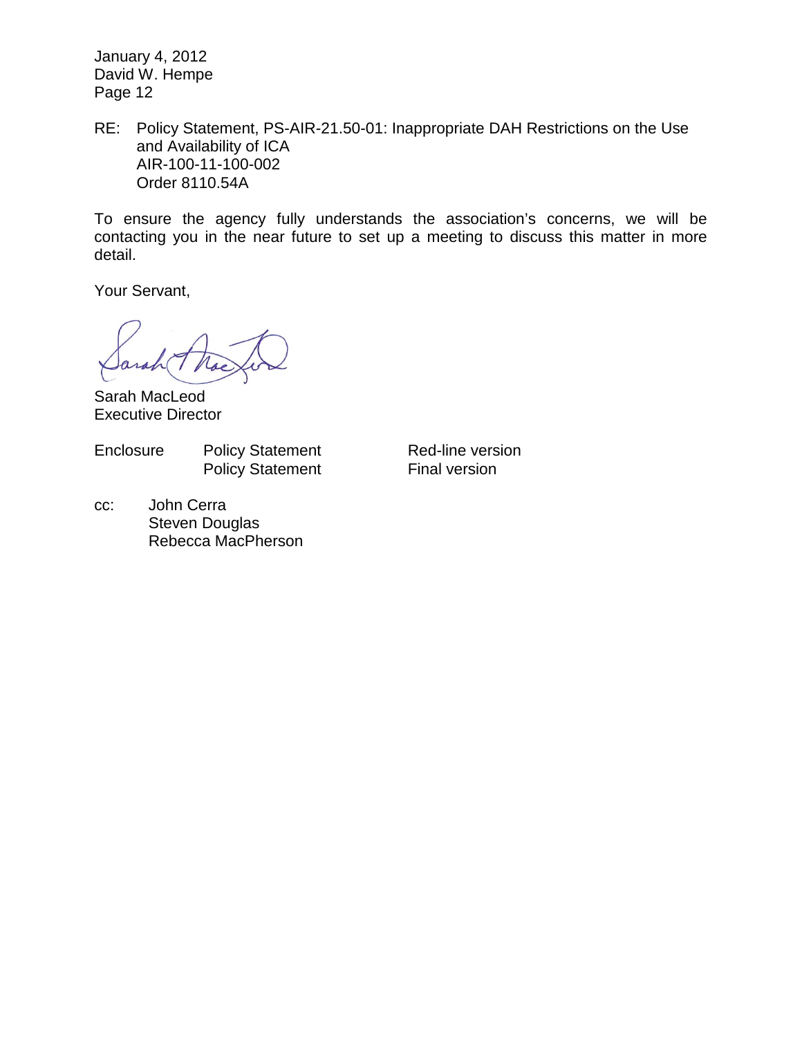January 4, 2012
David W. Hempe
Page 12

RE: Policy Statement, PS-AIR-21.50-01: Inappropriate DAH Restrictions on the Use and Availability of ICA
AIR-100-11-100-002
Order 8110.54A

To ensure the agency fully understands the association's concerns, we will be contacting you in the near future to set up a meeting to discuss this matter in more detail.

Your Servant,

Sarah MacLeod
Executive Director

| Enclosure | Policy Statement | Red-line version |
|---|---|---|
| | Policy Statement | Final version |

cc: John Cerra
Steven Douglas
Rebecca MacPherson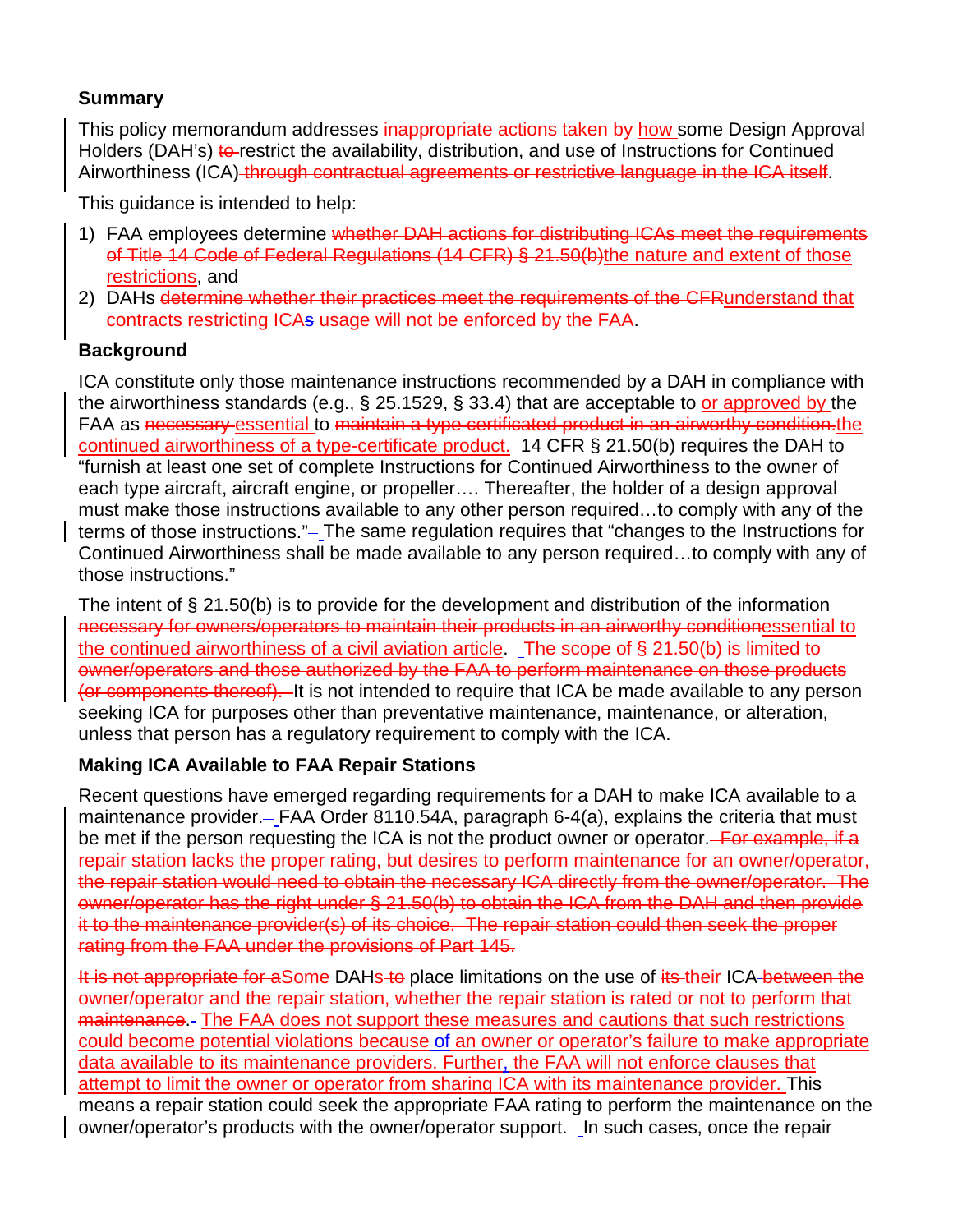**Summary**

This policy memorandum addresses ~~inappropriate actions taken by~~ how some Design Approval Holders (DAH's) ~~to~~ restrict the availability, distribution, and use of Instructions for Continued Airworthiness (ICA) ~~through contractual agreements or restrictive language in the ICA itself~~.

This guidance is intended to help:

1) FAA employees determine ~~whether DAH actions for distributing ICAs meet the requirements of Title 14 Code of Federal Regulations (14 CFR) § 21.50(b)~~the nature and extent of those restrictions, and
2) DAHs ~~determine whether their practices meet the requirements of the CFR~~understand that contracts restricting ICAs usage will not be enforced by the FAA.

**Background**

ICA constitute only those maintenance instructions recommended by a DAH in compliance with the airworthiness standards (e.g., § 25.1529, § 33.4) that are acceptable to or approved by the FAA as ~~necessary~~ essential to ~~maintain a type certificated product in an airworthy condition.~~the continued airworthiness of a type-certificate product. 14 CFR § 21.50(b) requires the DAH to "furnish at least one set of complete Instructions for Continued Airworthiness to the owner of each type aircraft, aircraft engine, or propeller…. Thereafter, the holder of a design approval must make those instructions available to any other person required…to comply with any of the terms of those instructions." The same regulation requires that "changes to the Instructions for Continued Airworthiness shall be made available to any person required…to comply with any of those instructions."

The intent of § 21.50(b) is to provide for the development and distribution of the information ~~necessary for owners/operators to maintain their products in an airworthy condition~~essential to the continued airworthiness of a civil aviation article. ~~The scope of § 21.50(b) is limited to owner/operators and those authorized by the FAA to perform maintenance on those products (or components thereof).~~ It is not intended to require that ICA be made available to any person seeking ICA for purposes other than preventative maintenance, maintenance, or alteration, unless that person has a regulatory requirement to comply with the ICA.

**Making ICA Available to FAA Repair Stations**

Recent questions have emerged regarding requirements for a DAH to make ICA available to a maintenance provider. FAA Order 8110.54A, paragraph 6-4(a), explains the criteria that must be met if the person requesting the ICA is not the product owner or operator. ~~For example, if a repair station lacks the proper rating, but desires to perform maintenance for an owner/operator, the repair station would need to obtain the necessary ICA directly from the owner/operator. The owner/operator has the right under § 21.50(b) to obtain the ICA from the DAH and then provide it to the maintenance provider(s) of its choice. The repair station could then seek the proper rating from the FAA under the provisions of Part 145.~~

~~It is not appropriate for a~~Some DAHs ~~to~~ place limitations on the use of ~~its~~ their ICA ~~between the owner/operator and the repair station, whether the repair station is rated or not to perform that maintenance~~. The FAA does not support these measures and cautions that such restrictions could become potential violations because of an owner or operator's failure to make appropriate data available to its maintenance providers. Further, the FAA will not enforce clauses that attempt to limit the owner or operator from sharing ICA with its maintenance provider. This means a repair station could seek the appropriate FAA rating to perform the maintenance on the owner/operator's products with the owner/operator support. In such cases, once the repair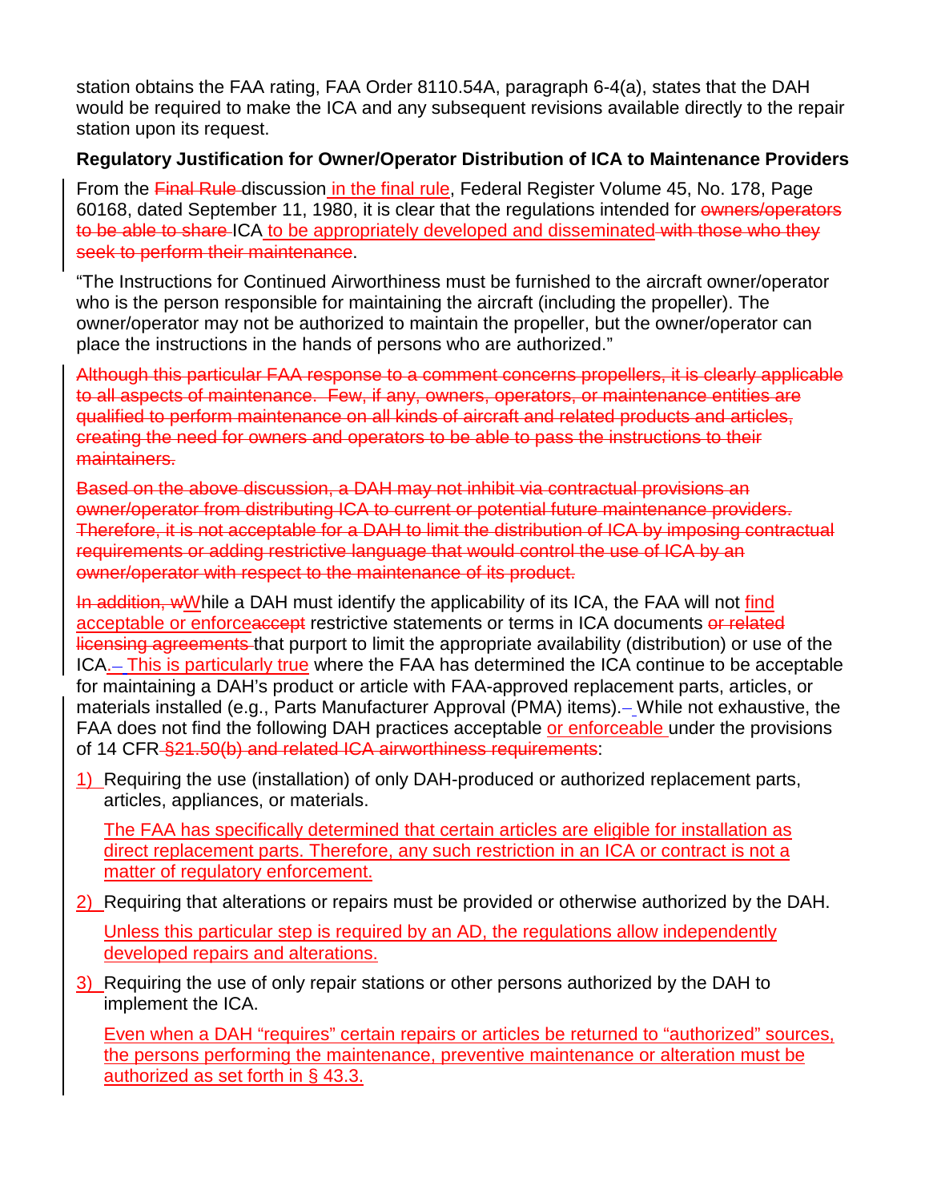station obtains the FAA rating, FAA Order 8110.54A, paragraph 6-4(a), states that the DAH would be required to make the ICA and any subsequent revisions available directly to the repair station upon its request.

**Regulatory Justification for Owner/Operator Distribution of ICA to Maintenance Providers**

From the ~~Final Rule~~ discussion in the final rule, Federal Register Volume 45, No. 178, Page 60168, dated September 11, 1980, it is clear that the regulations intended for ~~owners/operators to be able to share~~ ICA to be appropriately developed and disseminated ~~with those who they seek to perform their maintenance~~.

"The Instructions for Continued Airworthiness must be furnished to the aircraft owner/operator who is the person responsible for maintaining the aircraft (including the propeller). The owner/operator may not be authorized to maintain the propeller, but the owner/operator can place the instructions in the hands of persons who are authorized."

~~Although this particular FAA response to a comment concerns propellers, it is clearly applicable to all aspects of maintenance. Few, if any, owners, operators, or maintenance entities are qualified to perform maintenance on all kinds of aircraft and related products and articles, creating the need for owners and operators to be able to pass the instructions to their maintainers.~~

~~Based on the above discussion, a DAH may not inhibit via contractual provisions an owner/operator from distributing ICA to current or potential future maintenance providers. Therefore, it is not acceptable for a DAH to limit the distribution of ICA by imposing contractual requirements or adding restrictive language that would control the use of ICA by an owner/operator with respect to the maintenance of its product.~~

~~In addition, w~~While a DAH must identify the applicability of its ICA, the FAA will not find acceptable or enforce~~accept~~ restrictive statements or terms in ICA documents ~~or related licensing agreements~~ that purport to limit the appropriate availability (distribution) or use of the ICA. This is particularly true where the FAA has determined the ICA continue to be acceptable for maintaining a DAH's product or article with FAA-approved replacement parts, articles, or materials installed (e.g., Parts Manufacturer Approval (PMA) items). While not exhaustive, the FAA does not find the following DAH practices acceptable or enforceable under the provisions of 14 CFR ~~§21.50(b) and related ICA airworthiness requirements~~:

1) Requiring the use (installation) of only DAH-produced or authorized replacement parts, articles, appliances, or materials.

   The FAA has specifically determined that certain articles are eligible for installation as direct replacement parts. Therefore, any such restriction in an ICA or contract is not a matter of regulatory enforcement.

2) Requiring that alterations or repairs must be provided or otherwise authorized by the DAH.

   Unless this particular step is required by an AD, the regulations allow independently developed repairs and alterations.

3) Requiring the use of only repair stations or other persons authorized by the DAH to implement the ICA.

   Even when a DAH "requires" certain repairs or articles be returned to "authorized" sources, the persons performing the maintenance, preventive maintenance or alteration must be authorized as set forth in § 43.3.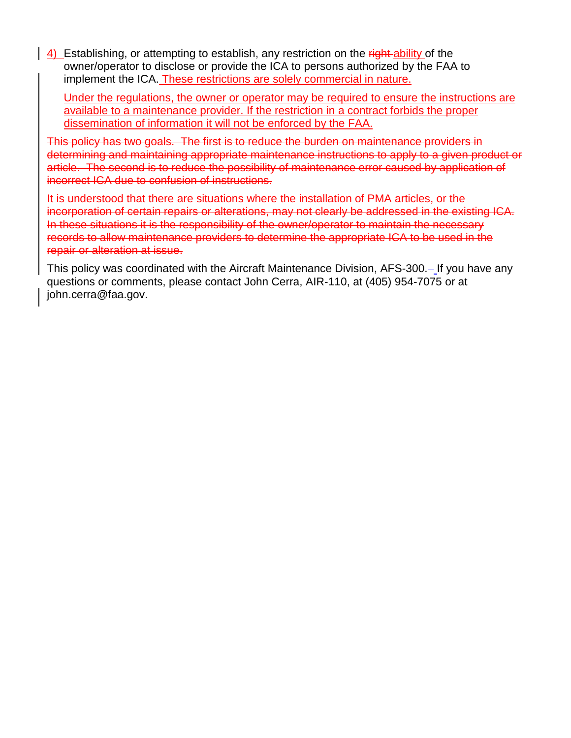4) Establishing, or attempting to establish, any restriction on the ~~right~~ ability of the owner/operator to disclose or provide the ICA to persons authorized by the FAA to implement the ICA. These restrictions are solely commercial in nature.

   Under the regulations, the owner or operator may be required to ensure the instructions are available to a maintenance provider. If the restriction in a contract forbids the proper dissemination of information it will not be enforced by the FAA.

~~This policy has two goals. The first is to reduce the burden on maintenance providers in determining and maintaining appropriate maintenance instructions to apply to a given product or article. The second is to reduce the possibility of maintenance error caused by application of incorrect ICA due to confusion of instructions.~~

~~It is understood that there are situations where the installation of PMA articles, or the incorporation of certain repairs or alterations, may not clearly be addressed in the existing ICA. In these situations it is the responsibility of the owner/operator to maintain the necessary records to allow maintenance providers to determine the appropriate ICA to be used in the repair or alteration at issue.~~

This policy was coordinated with the Aircraft Maintenance Division, AFS-300. If you have any questions or comments, please contact John Cerra, AIR-110, at (405) 954-7075 or at john.cerra@faa.gov.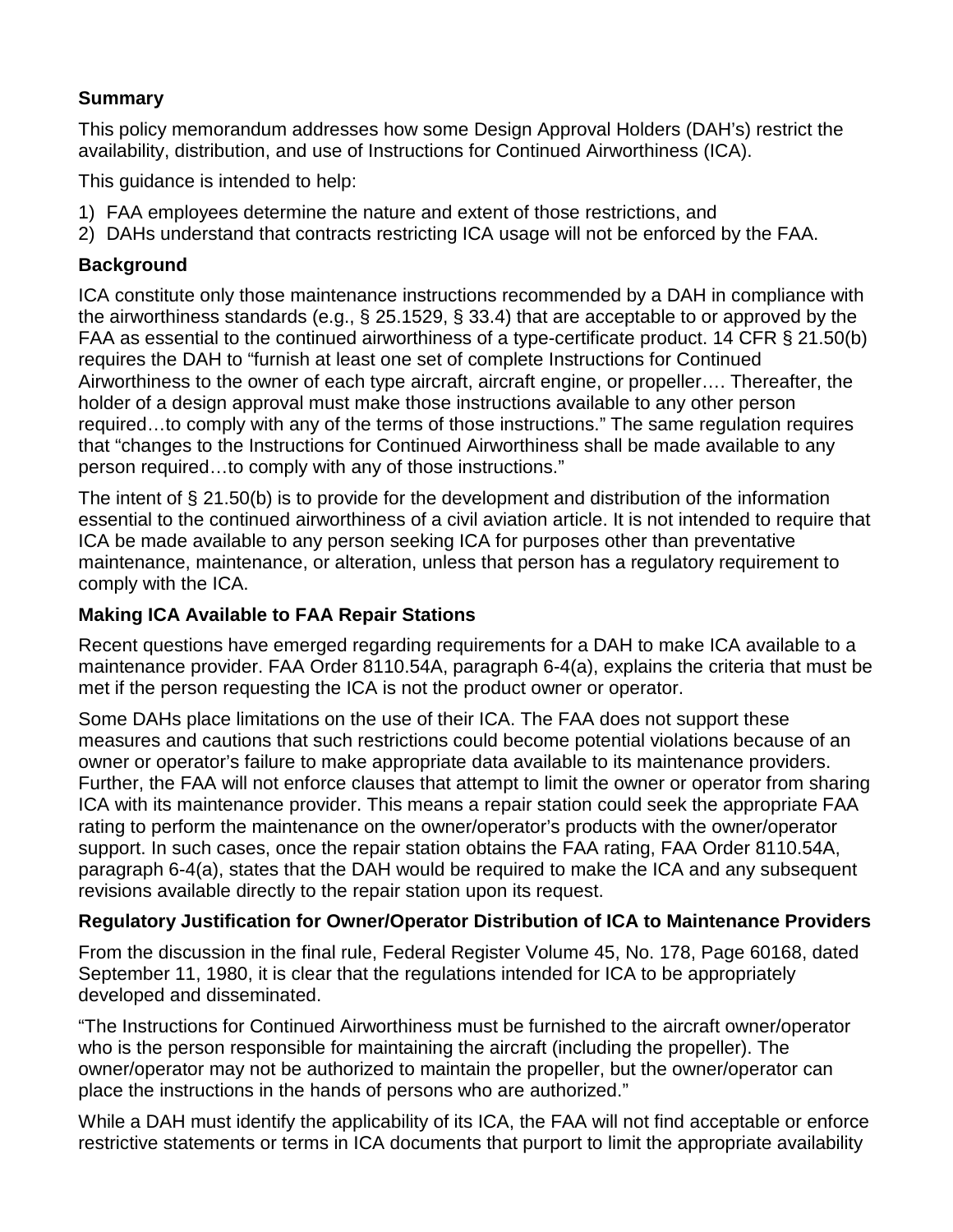**Summary**

This policy memorandum addresses how some Design Approval Holders (DAH's) restrict the availability, distribution, and use of Instructions for Continued Airworthiness (ICA).

This guidance is intended to help:

1) FAA employees determine the nature and extent of those restrictions, and
2) DAHs understand that contracts restricting ICA usage will not be enforced by the FAA.

**Background**

ICA constitute only those maintenance instructions recommended by a DAH in compliance with the airworthiness standards (e.g., § 25.1529, § 33.4) that are acceptable to or approved by the FAA as essential to the continued airworthiness of a type-certificate product. 14 CFR § 21.50(b) requires the DAH to "furnish at least one set of complete Instructions for Continued Airworthiness to the owner of each type aircraft, aircraft engine, or propeller…. Thereafter, the holder of a design approval must make those instructions available to any other person required…to comply with any of the terms of those instructions." The same regulation requires that "changes to the Instructions for Continued Airworthiness shall be made available to any person required…to comply with any of those instructions."

The intent of § 21.50(b) is to provide for the development and distribution of the information essential to the continued airworthiness of a civil aviation article. It is not intended to require that ICA be made available to any person seeking ICA for purposes other than preventative maintenance, maintenance, or alteration, unless that person has a regulatory requirement to comply with the ICA.

**Making ICA Available to FAA Repair Stations**

Recent questions have emerged regarding requirements for a DAH to make ICA available to a maintenance provider. FAA Order 8110.54A, paragraph 6-4(a), explains the criteria that must be met if the person requesting the ICA is not the product owner or operator.

Some DAHs place limitations on the use of their ICA. The FAA does not support these measures and cautions that such restrictions could become potential violations because of an owner or operator's failure to make appropriate data available to its maintenance providers. Further, the FAA will not enforce clauses that attempt to limit the owner or operator from sharing ICA with its maintenance provider. This means a repair station could seek the appropriate FAA rating to perform the maintenance on the owner/operator's products with the owner/operator support. In such cases, once the repair station obtains the FAA rating, FAA Order 8110.54A, paragraph 6-4(a), states that the DAH would be required to make the ICA and any subsequent revisions available directly to the repair station upon its request.

**Regulatory Justification for Owner/Operator Distribution of ICA to Maintenance Providers**

From the discussion in the final rule, Federal Register Volume 45, No. 178, Page 60168, dated September 11, 1980, it is clear that the regulations intended for ICA to be appropriately developed and disseminated.

"The Instructions for Continued Airworthiness must be furnished to the aircraft owner/operator who is the person responsible for maintaining the aircraft (including the propeller). The owner/operator may not be authorized to maintain the propeller, but the owner/operator can place the instructions in the hands of persons who are authorized."

While a DAH must identify the applicability of its ICA, the FAA will not find acceptable or enforce restrictive statements or terms in ICA documents that purport to limit the appropriate availability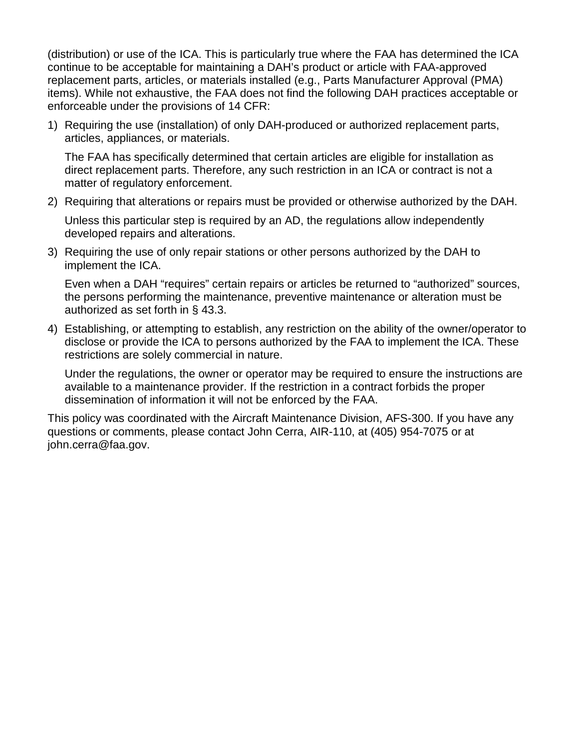(distribution) or use of the ICA. This is particularly true where the FAA has determined the ICA continue to be acceptable for maintaining a DAH's product or article with FAA-approved replacement parts, articles, or materials installed (e.g., Parts Manufacturer Approval (PMA) items). While not exhaustive, the FAA does not find the following DAH practices acceptable or enforceable under the provisions of 14 CFR:

1) Requiring the use (installation) of only DAH-produced or authorized replacement parts, articles, appliances, or materials.

   The FAA has specifically determined that certain articles are eligible for installation as direct replacement parts. Therefore, any such restriction in an ICA or contract is not a matter of regulatory enforcement.

2) Requiring that alterations or repairs must be provided or otherwise authorized by the DAH.

   Unless this particular step is required by an AD, the regulations allow independently developed repairs and alterations.

3) Requiring the use of only repair stations or other persons authorized by the DAH to implement the ICA.

   Even when a DAH "requires" certain repairs or articles be returned to "authorized" sources, the persons performing the maintenance, preventive maintenance or alteration must be authorized as set forth in § 43.3.

4) Establishing, or attempting to establish, any restriction on the ability of the owner/operator to disclose or provide the ICA to persons authorized by the FAA to implement the ICA. These restrictions are solely commercial in nature.

   Under the regulations, the owner or operator may be required to ensure the instructions are available to a maintenance provider. If the restriction in a contract forbids the proper dissemination of information it will not be enforced by the FAA.

This policy was coordinated with the Aircraft Maintenance Division, AFS-300. If you have any questions or comments, please contact John Cerra, AIR-110, at (405) 954-7075 or at john.cerra@faa.gov.